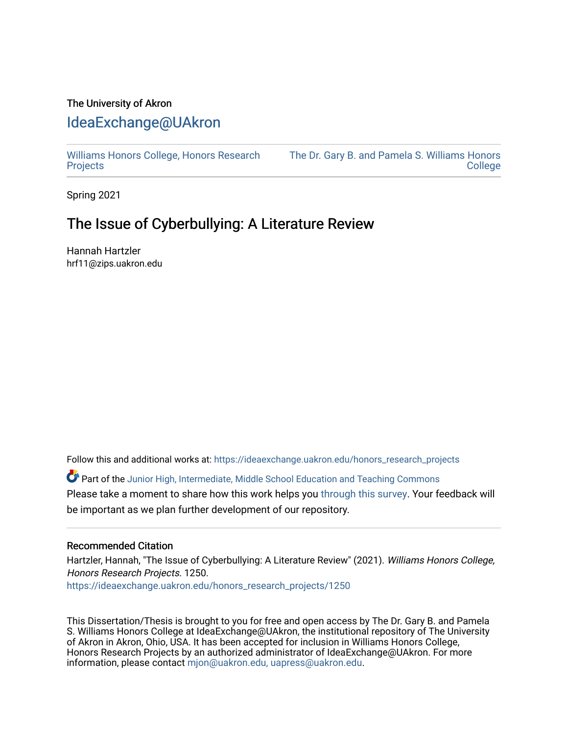The University of Akron

# IdeaExchange@UAkron

Williams Honors College, Honors Research Projects | The Dr. Gary B. and Pamela S. Williams Honors College

Spring 2021

## The Issue of Cyberbullying: A Literature Review

Hannah Hartzler
hrf11@zips.uakron.edu

Follow this and additional works at: https://ideaexchange.uakron.edu/honors_research_projects

Part of the Junior High, Intermediate, Middle School Education and Teaching Commons

Please take a moment to share how this work helps you through this survey. Your feedback will be important as we plan further development of our repository.

### Recommended Citation

Hartzler, Hannah, "The Issue of Cyberbullying: A Literature Review" (2021). *Williams Honors College, Honors Research Projects*. 1250.
https://ideaexchange.uakron.edu/honors_research_projects/1250

This Dissertation/Thesis is brought to you for free and open access by The Dr. Gary B. and Pamela S. Williams Honors College at IdeaExchange@UAkron, the institutional repository of The University of Akron in Akron, Ohio, USA. It has been accepted for inclusion in Williams Honors College, Honors Research Projects by an authorized administrator of IdeaExchange@UAkron. For more information, please contact mjon@uakron.edu, uapress@uakron.edu.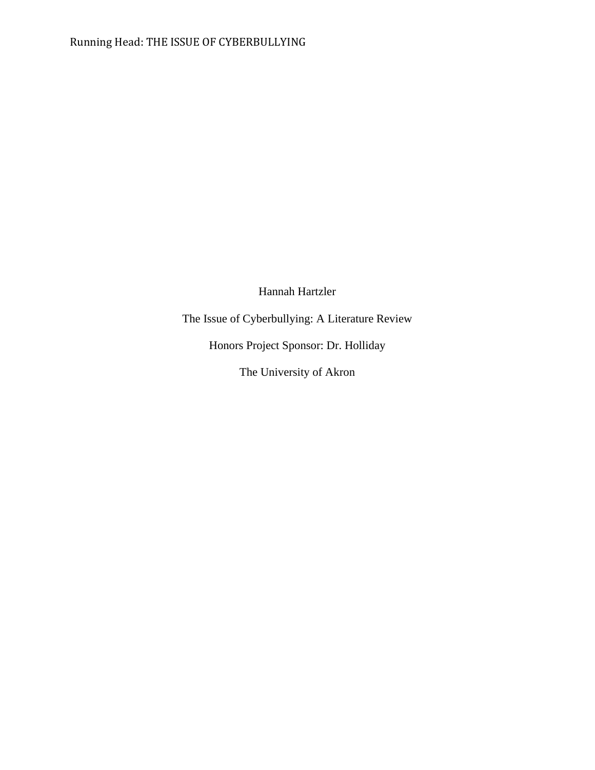Hannah Hartzler

The Issue of Cyberbullying: A Literature Review

Honors Project Sponsor: Dr. Holliday

The University of Akron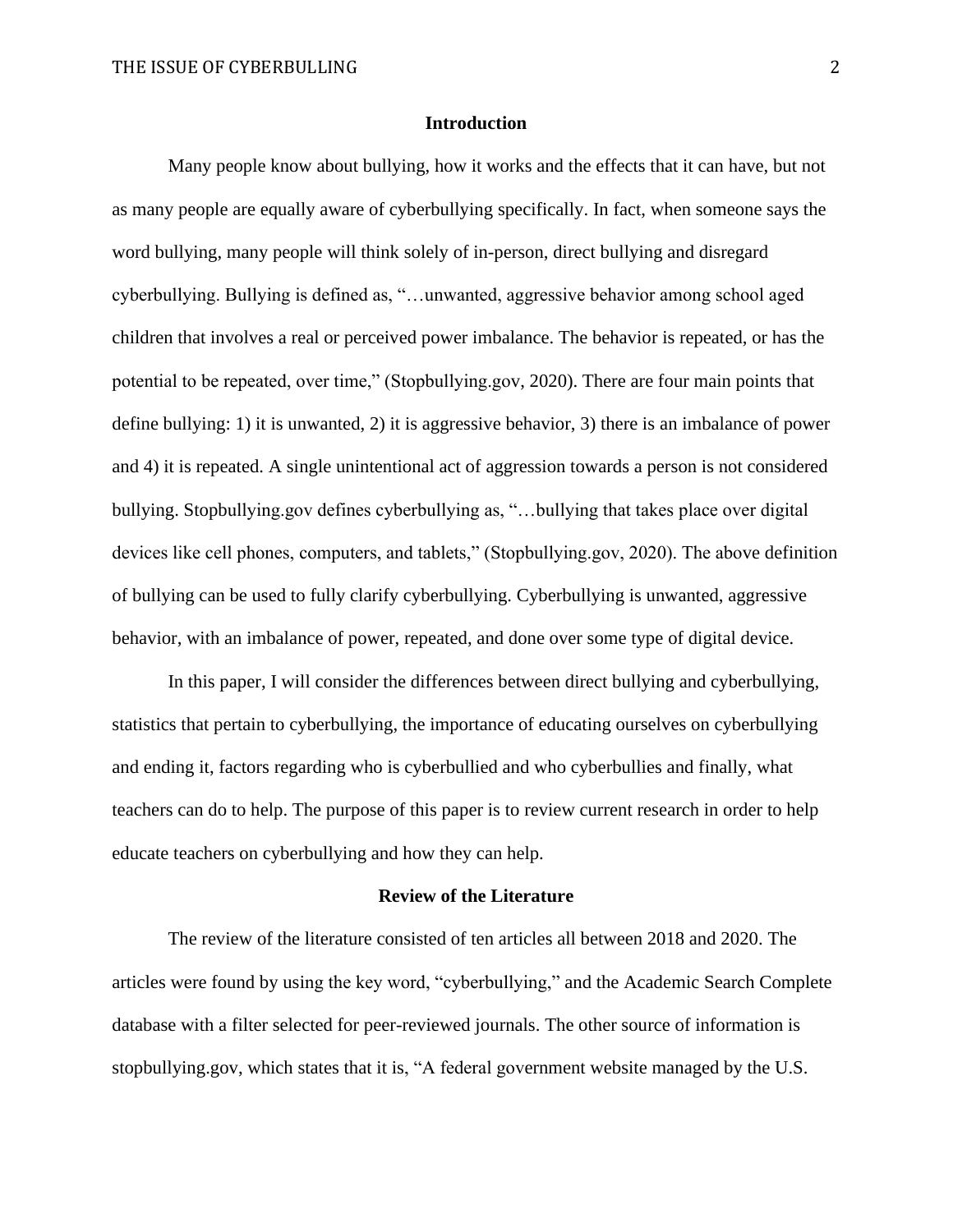## Introduction

Many people know about bullying, how it works and the effects that it can have, but not as many people are equally aware of cyberbullying specifically. In fact, when someone says the word bullying, many people will think solely of in-person, direct bullying and disregard cyberbullying. Bullying is defined as, "…unwanted, aggressive behavior among school aged children that involves a real or perceived power imbalance. The behavior is repeated, or has the potential to be repeated, over time," (Stopbullying.gov, 2020). There are four main points that define bullying: 1) it is unwanted, 2) it is aggressive behavior, 3) there is an imbalance of power and 4) it is repeated. A single unintentional act of aggression towards a person is not considered bullying. Stopbullying.gov defines cyberbullying as, "…bullying that takes place over digital devices like cell phones, computers, and tablets," (Stopbullying.gov, 2020). The above definition of bullying can be used to fully clarify cyberbullying. Cyberbullying is unwanted, aggressive behavior, with an imbalance of power, repeated, and done over some type of digital device.

In this paper, I will consider the differences between direct bullying and cyberbullying, statistics that pertain to cyberbullying, the importance of educating ourselves on cyberbullying and ending it, factors regarding who is cyberbullied and who cyberbullies and finally, what teachers can do to help. The purpose of this paper is to review current research in order to help educate teachers on cyberbullying and how they can help.

## Review of the Literature

The review of the literature consisted of ten articles all between 2018 and 2020. The articles were found by using the key word, "cyberbullying," and the Academic Search Complete database with a filter selected for peer-reviewed journals. The other source of information is stopbullying.gov, which states that it is, "A federal government website managed by the U.S.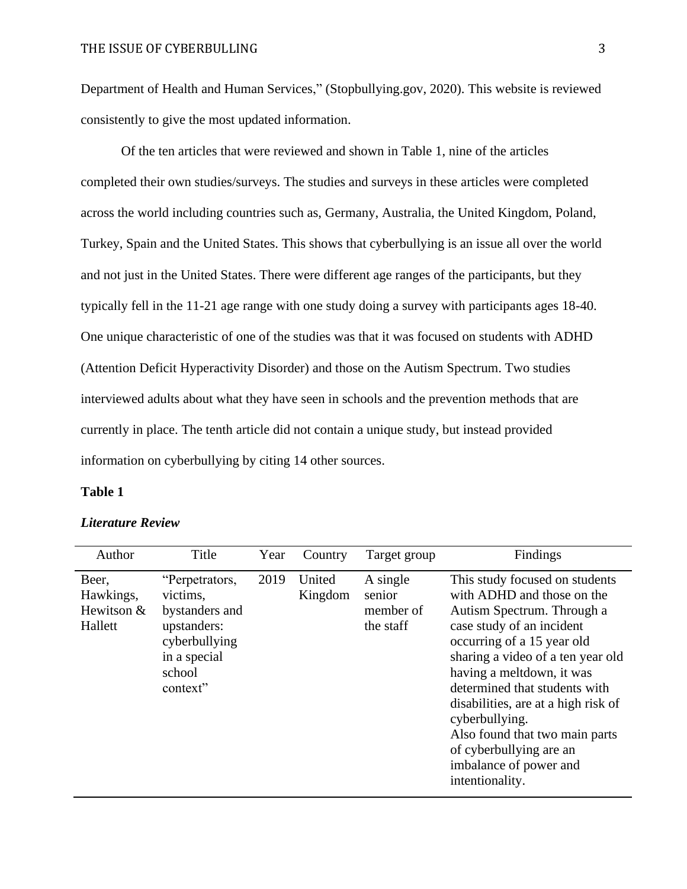Department of Health and Human Services," (Stopbullying.gov, 2020). This website is reviewed consistently to give the most updated information.

Of the ten articles that were reviewed and shown in Table 1, nine of the articles completed their own studies/surveys. The studies and surveys in these articles were completed across the world including countries such as, Germany, Australia, the United Kingdom, Poland, Turkey, Spain and the United States. This shows that cyberbullying is an issue all over the world and not just in the United States. There were different age ranges of the participants, but they typically fell in the 11-21 age range with one study doing a survey with participants ages 18-40. One unique characteristic of one of the studies was that it was focused on students with ADHD (Attention Deficit Hyperactivity Disorder) and those on the Autism Spectrum. Two studies interviewed adults about what they have seen in schools and the prevention methods that are currently in place. The tenth article did not contain a unique study, but instead provided information on cyberbullying by citing 14 other sources.

**Table 1**

***Literature Review***

| Author | Title | Year | Country | Target group | Findings |
|---|---|---|---|---|---|
| Beer, Hawkings, Hewitson & Hallett | "Perpetrators, victims, bystanders and upstanders: cyberbullying in a special school context" | 2019 | United Kingdom | A single senior member of the staff | This study focused on students with ADHD and those on the Autism Spectrum. Through a case study of an incident occurring of a 15 year old sharing a video of a ten year old having a meltdown, it was determined that students with disabilities, are at a high risk of cyberbullying. Also found that two main parts of cyberbullying are an imbalance of power and intentionality. |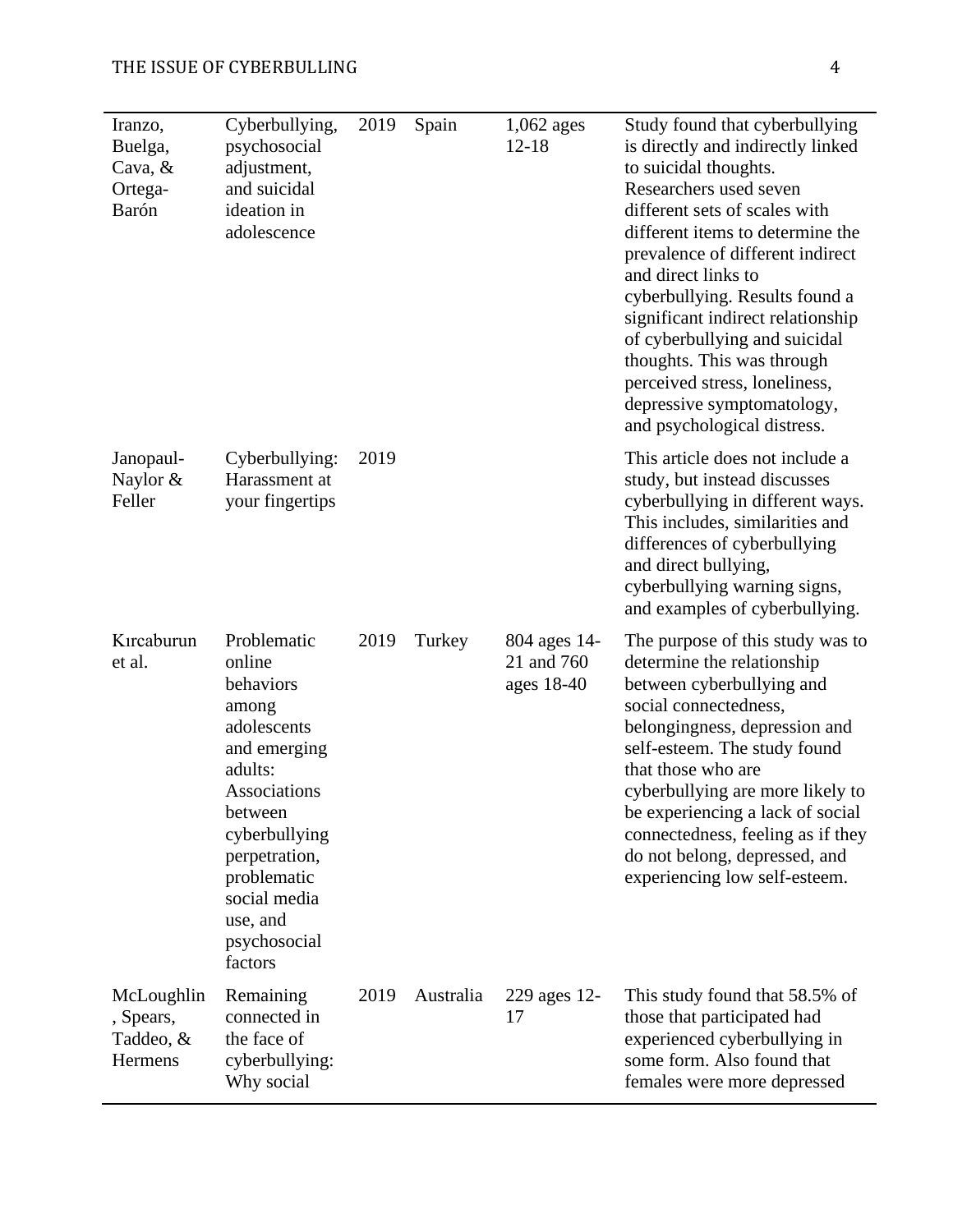| | | | | | |
|---|---|---|---|---|---|
| Iranzo, Buelga, Cava, & Ortega-Barón | Cyberbullying, psychosocial adjustment, and suicidal ideation in adolescence | 2019 | Spain | 1,062 ages 12-18 | Study found that cyberbullying is directly and indirectly linked to suicidal thoughts. Researchers used seven different sets of scales with different items to determine the prevalence of different indirect and direct links to cyberbullying. Results found a significant indirect relationship of cyberbullying and suicidal thoughts. This was through perceived stress, loneliness, depressive symptomatology, and psychological distress. |
| Janopaul-Naylor & Feller | Cyberbullying: Harassment at your fingertips | 2019 | | | This article does not include a study, but instead discusses cyberbullying in different ways. This includes, similarities and differences of cyberbullying and direct bullying, cyberbullying warning signs, and examples of cyberbullying. |
| Kırcaburun et al. | Problematic online behaviors among adolescents and emerging adults: Associations between cyberbullying perpetration, problematic social media use, and psychosocial factors | 2019 | Turkey | 804 ages 14-21 and 760 ages 18-40 | The purpose of this study was to determine the relationship between cyberbullying and social connectedness, belongingness, depression and self-esteem. The study found that those who are cyberbullying are more likely to be experiencing a lack of social connectedness, feeling as if they do not belong, depressed, and experiencing low self-esteem. |
| McLoughlin, Spears, Taddeo, & Hermens | Remaining connected in the face of cyberbullying: Why social | 2019 | Australia | 229 ages 12-17 | This study found that 58.5% of those that participated had experienced cyberbullying in some form. Also found that females were more depressed |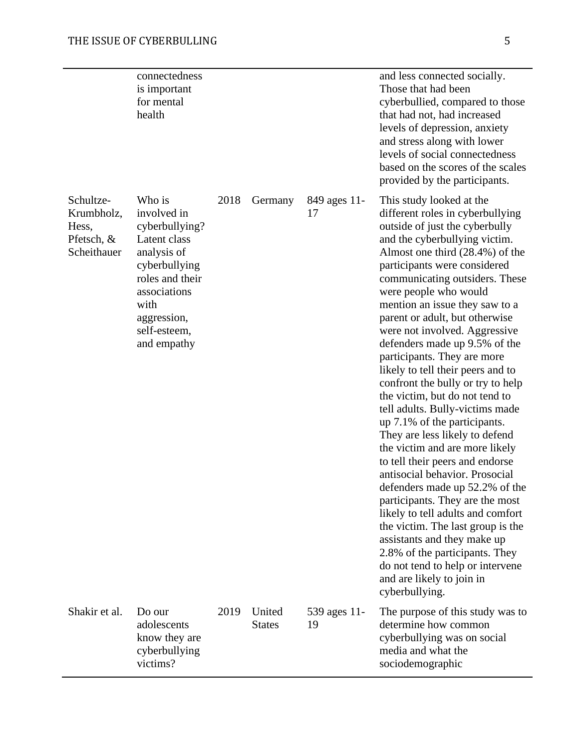| | | | | | |
|---|---|---|---|---|---|
| | connectedness is important for mental health | | | | and less connected socially. Those that had been cyberbullied, compared to those that had not, had increased levels of depression, anxiety and stress along with lower levels of social connectedness based on the scores of the scales provided by the participants. |
| Schultze-Krumbholz, Hess, Pfetsch, & Scheithauer | Who is involved in cyberbullying? Latent class analysis of cyberbullying roles and their associations with aggression, self-esteem, and empathy | 2018 | Germany | 849 ages 11-17 | This study looked at the different roles in cyberbullying outside of just the cyberbully and the cyberbullying victim. Almost one third (28.4%) of the participants were considered communicating outsiders. These were people who would mention an issue they saw to a parent or adult, but otherwise were not involved. Aggressive defenders made up 9.5% of the participants. They are more likely to tell their peers and to confront the bully or try to help the victim, but do not tend to tell adults. Bully-victims made up 7.1% of the participants. They are less likely to defend the victim and are more likely to tell their peers and endorse antisocial behavior. Prosocial defenders made up 52.2% of the participants. They are the most likely to tell adults and comfort the victim. The last group is the assistants and they make up 2.8% of the participants. They do not tend to help or intervene and are likely to join in cyberbullying. |
| Shakir et al. | Do our adolescents know they are cyberbullying victims? | 2019 | United States | 539 ages 11-19 | The purpose of this study was to determine how common cyberbullying was on social media and what the sociodemographic |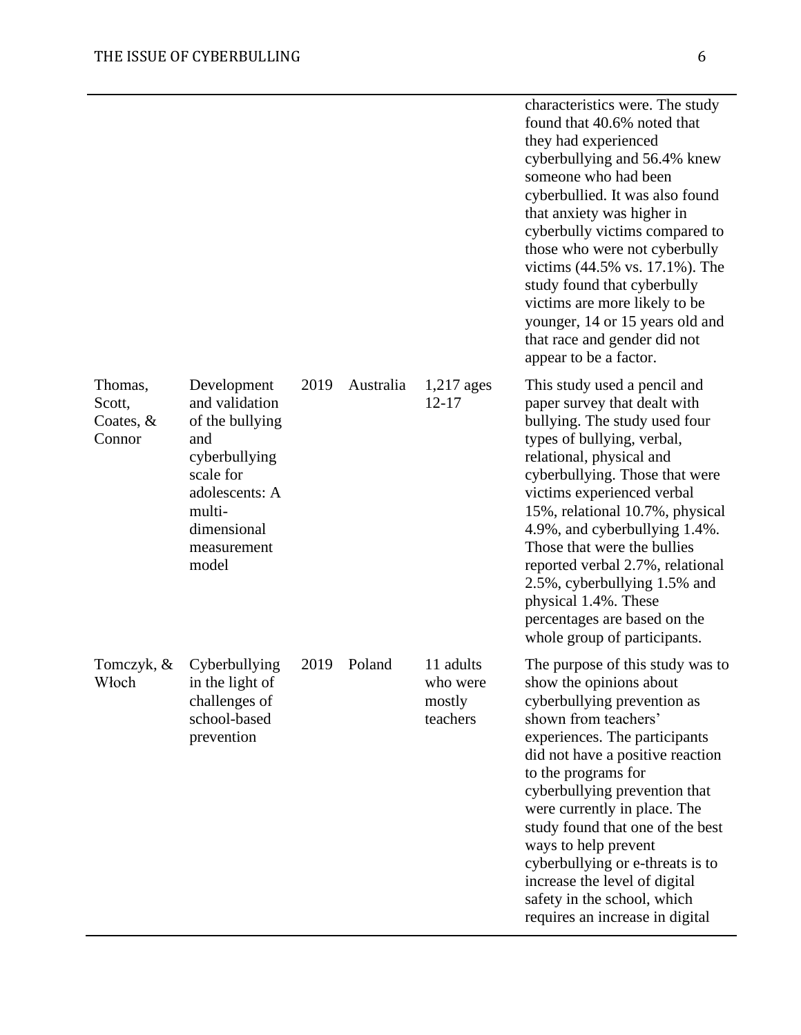| | | | | | characteristics were. The study found that 40.6% noted that they had experienced cyberbullying and 56.4% knew someone who had been cyberbullied. It was also found that anxiety was higher in cyberbully victims compared to those who were not cyberbully victims (44.5% vs. 17.1%). The study found that cyberbully victims are more likely to be younger, 14 or 15 years old and that race and gender did not appear to be a factor. |
|---|---|---|---|---|---|
| Thomas, Scott, Coates, & Connor | Development and validation of the bullying and cyberbullying scale for adolescents: A multi-dimensional measurement model | 2019 | Australia | 1,217 ages 12-17 | This study used a pencil and paper survey that dealt with bullying. The study used four types of bullying, verbal, relational, physical and cyberbullying. Those that were victims experienced verbal 15%, relational 10.7%, physical 4.9%, and cyberbullying 1.4%. Those that were the bullies reported verbal 2.7%, relational 2.5%, cyberbullying 1.5% and physical 1.4%. These percentages are based on the whole group of participants. |
| Tomczyk, & Włoch | Cyberbullying in the light of challenges of school-based prevention | 2019 | Poland | 11 adults who were mostly teachers | The purpose of this study was to show the opinions about cyberbullying prevention as shown from teachers' experiences. The participants did not have a positive reaction to the programs for cyberbullying prevention that were currently in place. The study found that one of the best ways to help prevent cyberbullying or e-threats is to increase the level of digital safety in the school, which requires an increase in digital |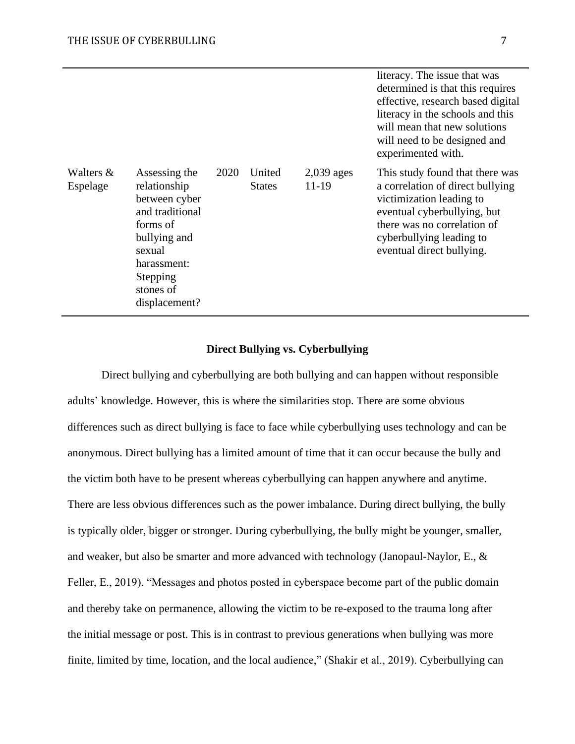|  |  |  |  |  |  |
|---|---|---|---|---|---|
|  |  |  |  |  | literacy. The issue that was determined is that this requires effective, research based digital literacy in the schools and this will mean that new solutions will need to be designed and experimented with. |
| Walters & Espelage | Assessing the relationship between cyber and traditional forms of bullying and sexual harassment: Stepping stones of displacement? | 2020 | United States | 2,039 ages 11-19 | This study found that there was a correlation of direct bullying victimization leading to eventual cyberbullying, but there was no correlation of cyberbullying leading to eventual direct bullying. |

## Direct Bullying vs. Cyberbullying

Direct bullying and cyberbullying are both bullying and can happen without responsible adults' knowledge. However, this is where the similarities stop. There are some obvious differences such as direct bullying is face to face while cyberbullying uses technology and can be anonymous. Direct bullying has a limited amount of time that it can occur because the bully and the victim both have to be present whereas cyberbullying can happen anywhere and anytime. There are less obvious differences such as the power imbalance. During direct bullying, the bully is typically older, bigger or stronger. During cyberbullying, the bully might be younger, smaller, and weaker, but also be smarter and more advanced with technology (Janopaul-Naylor, E., & Feller, E., 2019). "Messages and photos posted in cyberspace become part of the public domain and thereby take on permanence, allowing the victim to be re-exposed to the trauma long after the initial message or post. This is in contrast to previous generations when bullying was more finite, limited by time, location, and the local audience," (Shakir et al., 2019). Cyberbullying can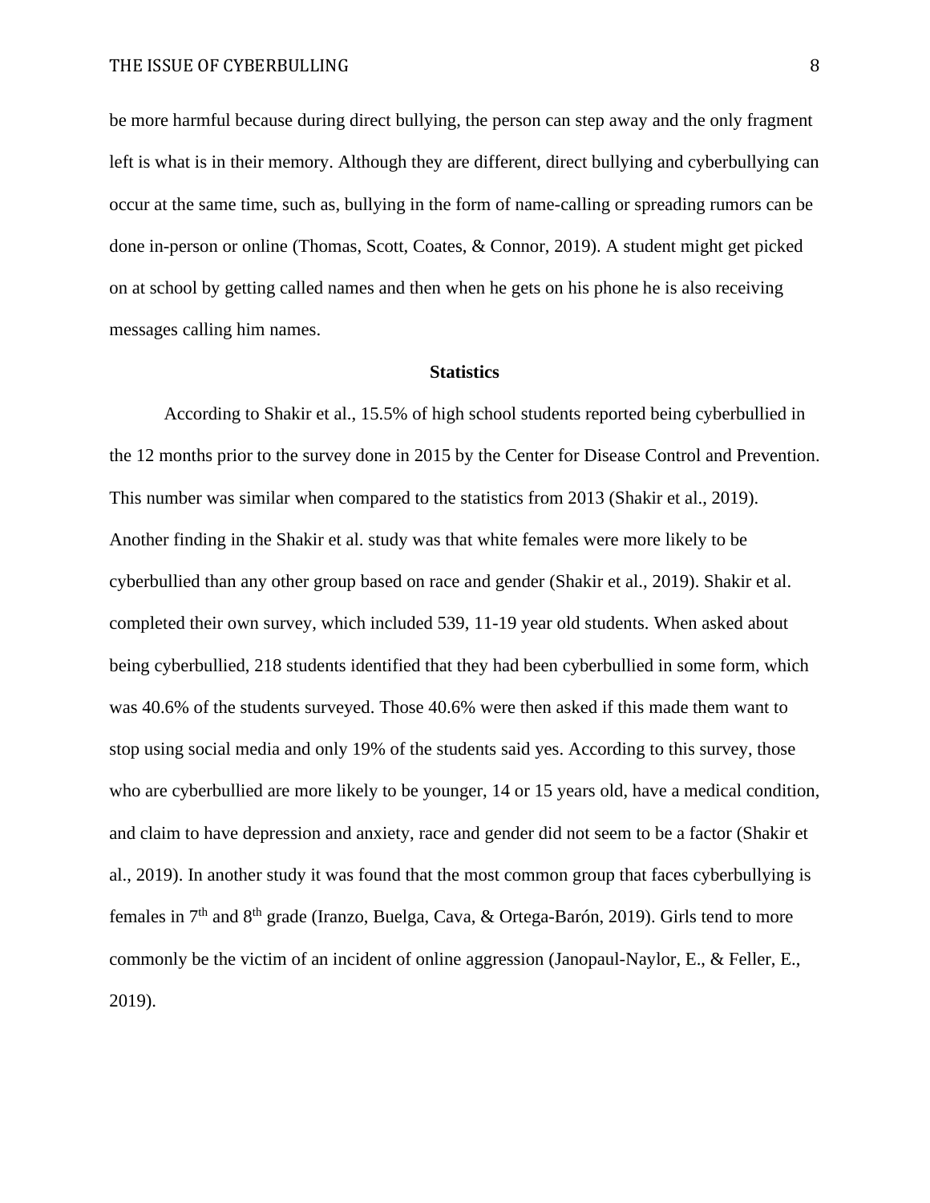be more harmful because during direct bullying, the person can step away and the only fragment left is what is in their memory. Although they are different, direct bullying and cyberbullying can occur at the same time, such as, bullying in the form of name-calling or spreading rumors can be done in-person or online (Thomas, Scott, Coates, & Connor, 2019). A student might get picked on at school by getting called names and then when he gets on his phone he is also receiving messages calling him names.

## Statistics

According to Shakir et al., 15.5% of high school students reported being cyberbullied in the 12 months prior to the survey done in 2015 by the Center for Disease Control and Prevention. This number was similar when compared to the statistics from 2013 (Shakir et al., 2019). Another finding in the Shakir et al. study was that white females were more likely to be cyberbullied than any other group based on race and gender (Shakir et al., 2019). Shakir et al. completed their own survey, which included 539, 11-19 year old students. When asked about being cyberbullied, 218 students identified that they had been cyberbullied in some form, which was 40.6% of the students surveyed. Those 40.6% were then asked if this made them want to stop using social media and only 19% of the students said yes. According to this survey, those who are cyberbullied are more likely to be younger, 14 or 15 years old, have a medical condition, and claim to have depression and anxiety, race and gender did not seem to be a factor (Shakir et al., 2019). In another study it was found that the most common group that faces cyberbullying is females in 7th and 8th grade (Iranzo, Buelga, Cava, & Ortega-Barón, 2019). Girls tend to more commonly be the victim of an incident of online aggression (Janopaul-Naylor, E., & Feller, E., 2019).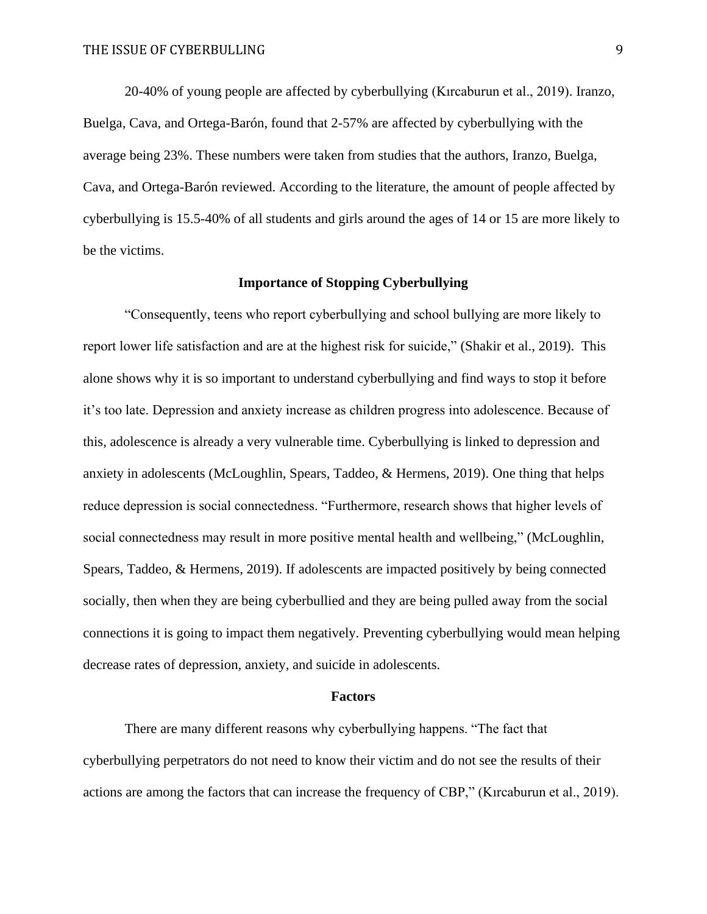20-40% of young people are affected by cyberbullying (Kırcaburun et al., 2019). Iranzo, Buelga, Cava, and Ortega-Barón, found that 2-57% are affected by cyberbullying with the average being 23%. These numbers were taken from studies that the authors, Iranzo, Buelga, Cava, and Ortega-Barón reviewed. According to the literature, the amount of people affected by cyberbullying is 15.5-40% of all students and girls around the ages of 14 or 15 are more likely to be the victims.

## Importance of Stopping Cyberbullying

"Consequently, teens who report cyberbullying and school bullying are more likely to report lower life satisfaction and are at the highest risk for suicide," (Shakir et al., 2019). This alone shows why it is so important to understand cyberbullying and find ways to stop it before it's too late. Depression and anxiety increase as children progress into adolescence. Because of this, adolescence is already a very vulnerable time. Cyberbullying is linked to depression and anxiety in adolescents (McLoughlin, Spears, Taddeo, & Hermens, 2019). One thing that helps reduce depression is social connectedness. "Furthermore, research shows that higher levels of social connectedness may result in more positive mental health and wellbeing," (McLoughlin, Spears, Taddeo, & Hermens, 2019). If adolescents are impacted positively by being connected socially, then when they are being cyberbullied and they are being pulled away from the social connections it is going to impact them negatively. Preventing cyberbullying would mean helping decrease rates of depression, anxiety, and suicide in adolescents.

## Factors

There are many different reasons why cyberbullying happens. "The fact that cyberbullying perpetrators do not need to know their victim and do not see the results of their actions are among the factors that can increase the frequency of CBP," (Kırcaburun et al., 2019).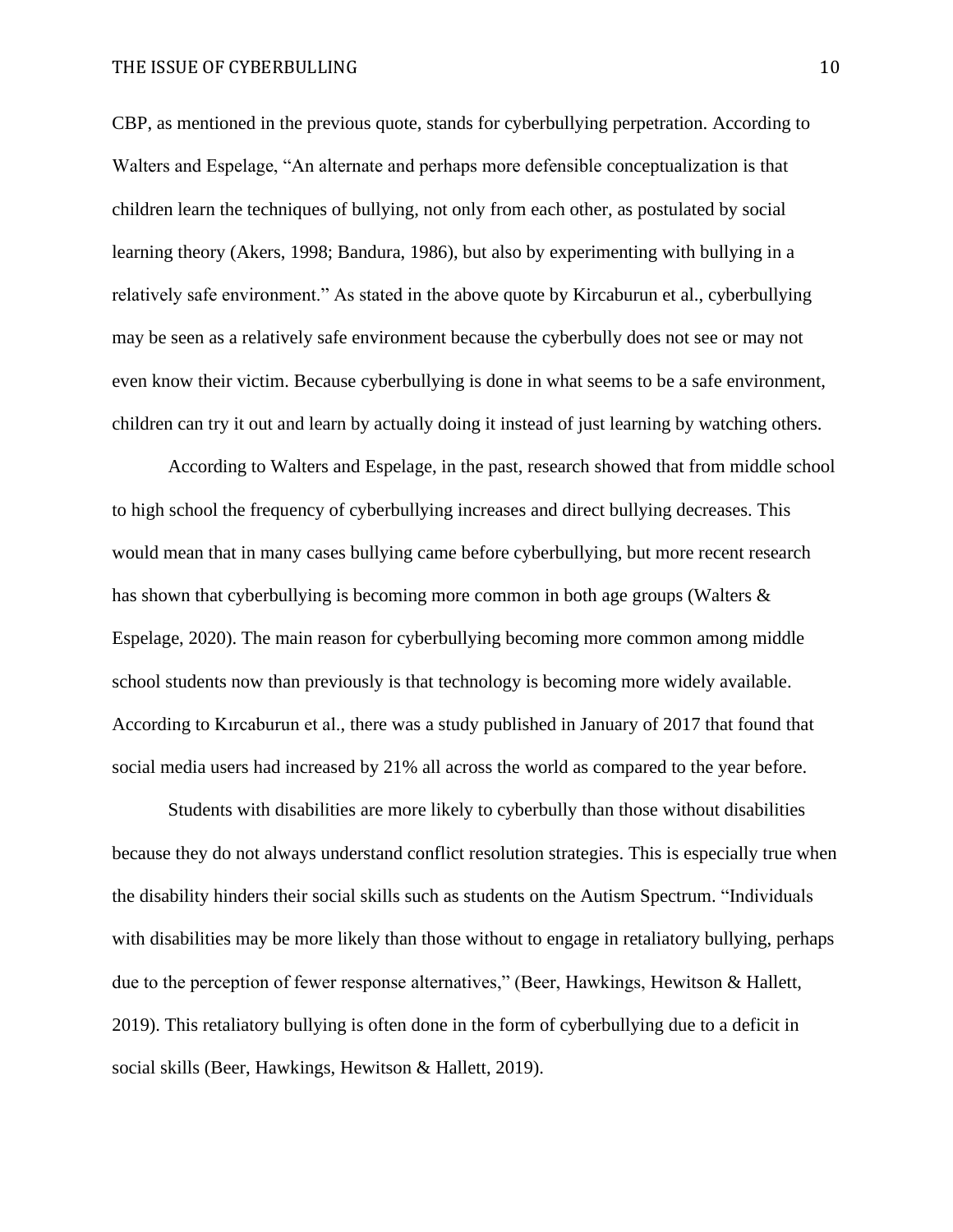CBP, as mentioned in the previous quote, stands for cyberbullying perpetration. According to Walters and Espelage, "An alternate and perhaps more defensible conceptualization is that children learn the techniques of bullying, not only from each other, as postulated by social learning theory (Akers, 1998; Bandura, 1986), but also by experimenting with bullying in a relatively safe environment." As stated in the above quote by Kircaburun et al., cyberbullying may be seen as a relatively safe environment because the cyberbully does not see or may not even know their victim. Because cyberbullying is done in what seems to be a safe environment, children can try it out and learn by actually doing it instead of just learning by watching others.

According to Walters and Espelage, in the past, research showed that from middle school to high school the frequency of cyberbullying increases and direct bullying decreases. This would mean that in many cases bullying came before cyberbullying, but more recent research has shown that cyberbullying is becoming more common in both age groups (Walters & Espelage, 2020). The main reason for cyberbullying becoming more common among middle school students now than previously is that technology is becoming more widely available. According to Kırcaburun et al., there was a study published in January of 2017 that found that social media users had increased by 21% all across the world as compared to the year before.

Students with disabilities are more likely to cyberbully than those without disabilities because they do not always understand conflict resolution strategies. This is especially true when the disability hinders their social skills such as students on the Autism Spectrum. "Individuals with disabilities may be more likely than those without to engage in retaliatory bullying, perhaps due to the perception of fewer response alternatives," (Beer, Hawkings, Hewitson & Hallett, 2019). This retaliatory bullying is often done in the form of cyberbullying due to a deficit in social skills (Beer, Hawkings, Hewitson & Hallett, 2019).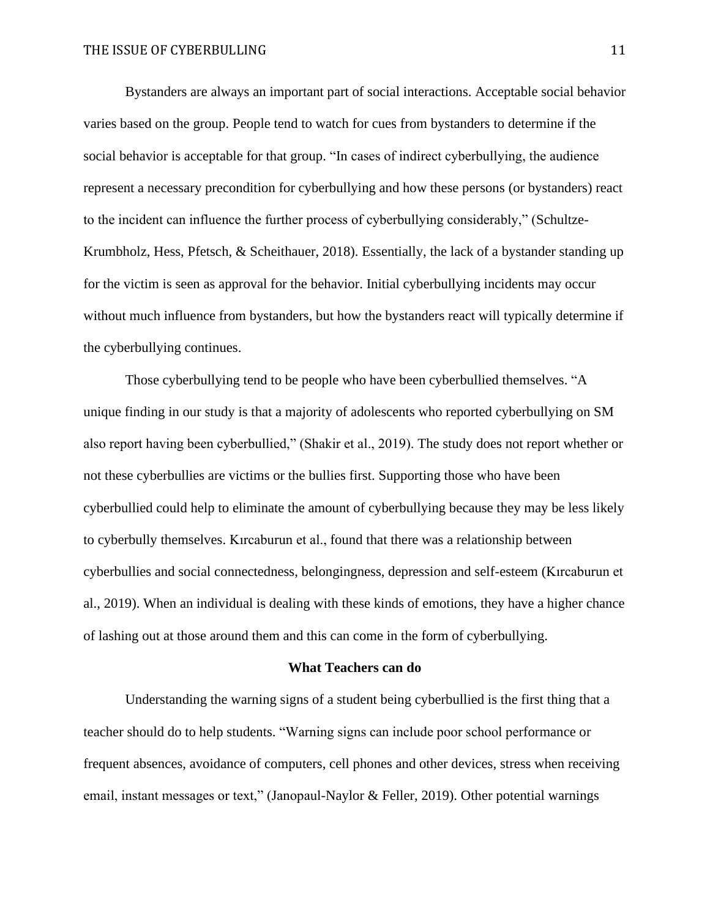Bystanders are always an important part of social interactions. Acceptable social behavior varies based on the group. People tend to watch for cues from bystanders to determine if the social behavior is acceptable for that group. “In cases of indirect cyberbullying, the audience represent a necessary precondition for cyberbullying and how these persons (or bystanders) react to the incident can influence the further process of cyberbullying considerably,” (Schultze-Krumbholz, Hess, Pfetsch, & Scheithauer, 2018). Essentially, the lack of a bystander standing up for the victim is seen as approval for the behavior. Initial cyberbullying incidents may occur without much influence from bystanders, but how the bystanders react will typically determine if the cyberbullying continues.

Those cyberbullying tend to be people who have been cyberbullied themselves. “A unique finding in our study is that a majority of adolescents who reported cyberbullying on SM also report having been cyberbullied,” (Shakir et al., 2019). The study does not report whether or not these cyberbullies are victims or the bullies first. Supporting those who have been cyberbullied could help to eliminate the amount of cyberbullying because they may be less likely to cyberbully themselves. Kırcaburun et al., found that there was a relationship between cyberbullies and social connectedness, belongingness, depression and self-esteem (Kırcaburun et al., 2019). When an individual is dealing with these kinds of emotions, they have a higher chance of lashing out at those around them and this can come in the form of cyberbullying.

## What Teachers can do

Understanding the warning signs of a student being cyberbullied is the first thing that a teacher should do to help students. “Warning signs can include poor school performance or frequent absences, avoidance of computers, cell phones and other devices, stress when receiving email, instant messages or text,” (Janopaul-Naylor & Feller, 2019). Other potential warnings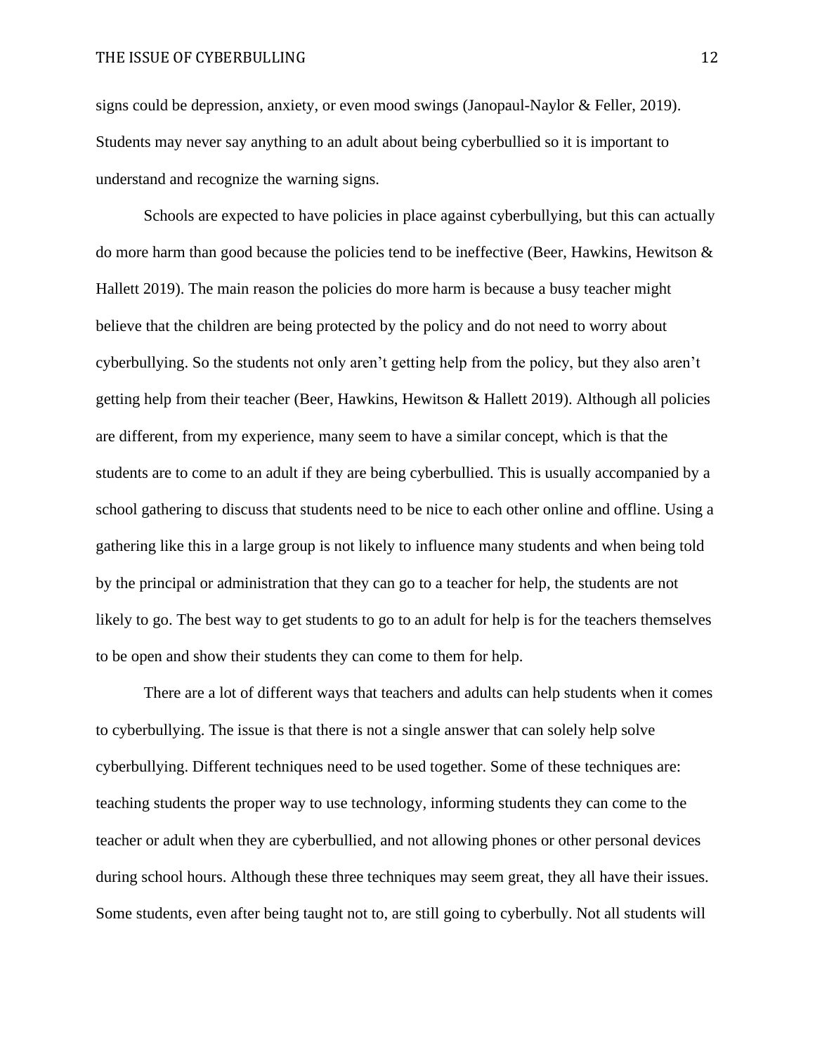signs could be depression, anxiety, or even mood swings (Janopaul-Naylor & Feller, 2019). Students may never say anything to an adult about being cyberbullied so it is important to understand and recognize the warning signs.

Schools are expected to have policies in place against cyberbullying, but this can actually do more harm than good because the policies tend to be ineffective (Beer, Hawkins, Hewitson & Hallett 2019). The main reason the policies do more harm is because a busy teacher might believe that the children are being protected by the policy and do not need to worry about cyberbullying. So the students not only aren't getting help from the policy, but they also aren't getting help from their teacher (Beer, Hawkins, Hewitson & Hallett 2019). Although all policies are different, from my experience, many seem to have a similar concept, which is that the students are to come to an adult if they are being cyberbullied. This is usually accompanied by a school gathering to discuss that students need to be nice to each other online and offline. Using a gathering like this in a large group is not likely to influence many students and when being told by the principal or administration that they can go to a teacher for help, the students are not likely to go. The best way to get students to go to an adult for help is for the teachers themselves to be open and show their students they can come to them for help.

There are a lot of different ways that teachers and adults can help students when it comes to cyberbullying. The issue is that there is not a single answer that can solely help solve cyberbullying. Different techniques need to be used together. Some of these techniques are: teaching students the proper way to use technology, informing students they can come to the teacher or adult when they are cyberbullied, and not allowing phones or other personal devices during school hours. Although these three techniques may seem great, they all have their issues. Some students, even after being taught not to, are still going to cyberbully. Not all students will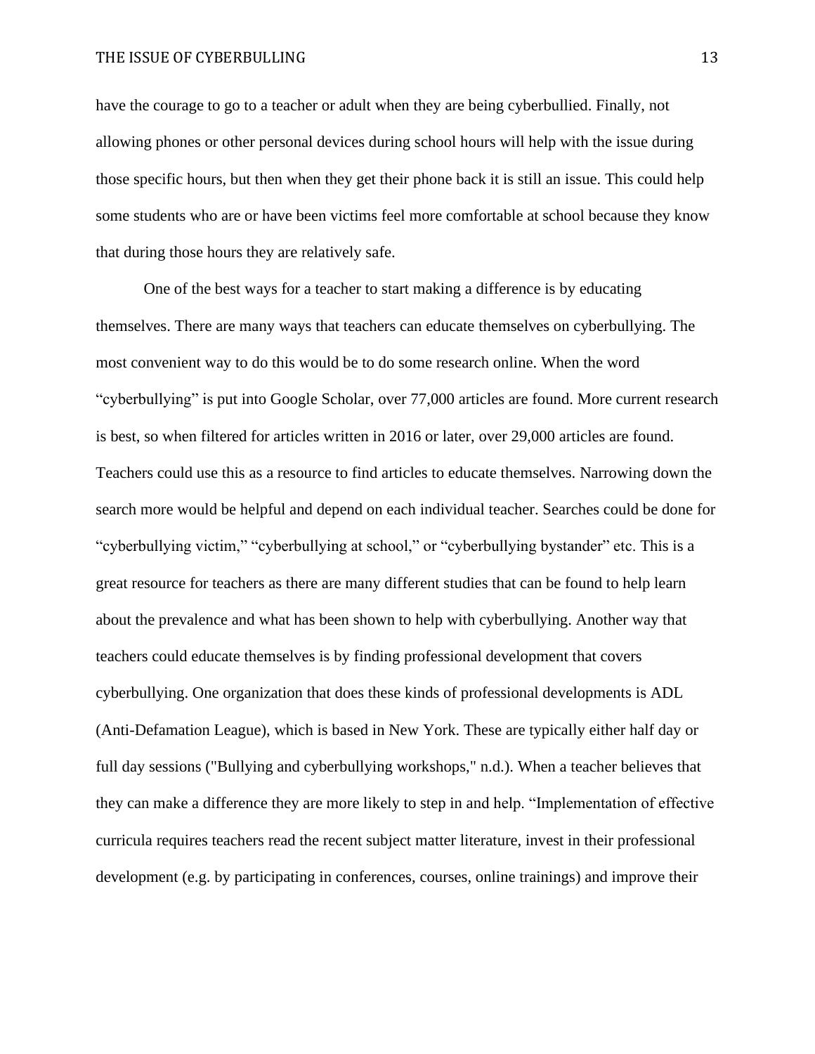have the courage to go to a teacher or adult when they are being cyberbullied. Finally, not allowing phones or other personal devices during school hours will help with the issue during those specific hours, but then when they get their phone back it is still an issue. This could help some students who are or have been victims feel more comfortable at school because they know that during those hours they are relatively safe.

One of the best ways for a teacher to start making a difference is by educating themselves. There are many ways that teachers can educate themselves on cyberbullying. The most convenient way to do this would be to do some research online. When the word "cyberbullying" is put into Google Scholar, over 77,000 articles are found. More current research is best, so when filtered for articles written in 2016 or later, over 29,000 articles are found. Teachers could use this as a resource to find articles to educate themselves. Narrowing down the search more would be helpful and depend on each individual teacher. Searches could be done for "cyberbullying victim," "cyberbullying at school," or "cyberbullying bystander" etc. This is a great resource for teachers as there are many different studies that can be found to help learn about the prevalence and what has been shown to help with cyberbullying. Another way that teachers could educate themselves is by finding professional development that covers cyberbullying. One organization that does these kinds of professional developments is ADL (Anti-Defamation League), which is based in New York. These are typically either half day or full day sessions ("Bullying and cyberbullying workshops," n.d.). When a teacher believes that they can make a difference they are more likely to step in and help. "Implementation of effective curricula requires teachers read the recent subject matter literature, invest in their professional development (e.g. by participating in conferences, courses, online trainings) and improve their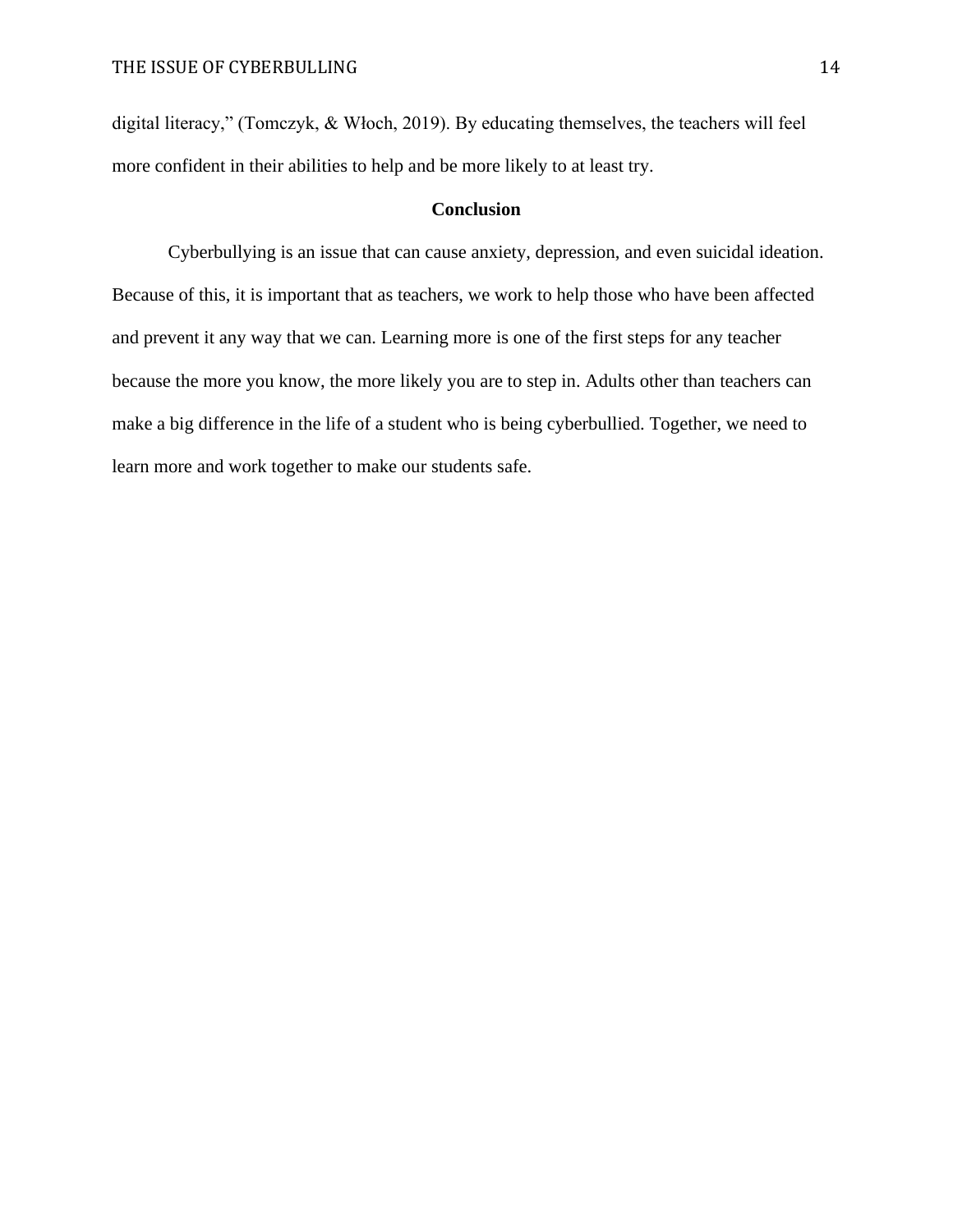digital literacy," (Tomczyk, & Włoch, 2019). By educating themselves, the teachers will feel more confident in their abilities to help and be more likely to at least try.

## Conclusion

Cyberbullying is an issue that can cause anxiety, depression, and even suicidal ideation. Because of this, it is important that as teachers, we work to help those who have been affected and prevent it any way that we can. Learning more is one of the first steps for any teacher because the more you know, the more likely you are to step in. Adults other than teachers can make a big difference in the life of a student who is being cyberbullied. Together, we need to learn more and work together to make our students safe.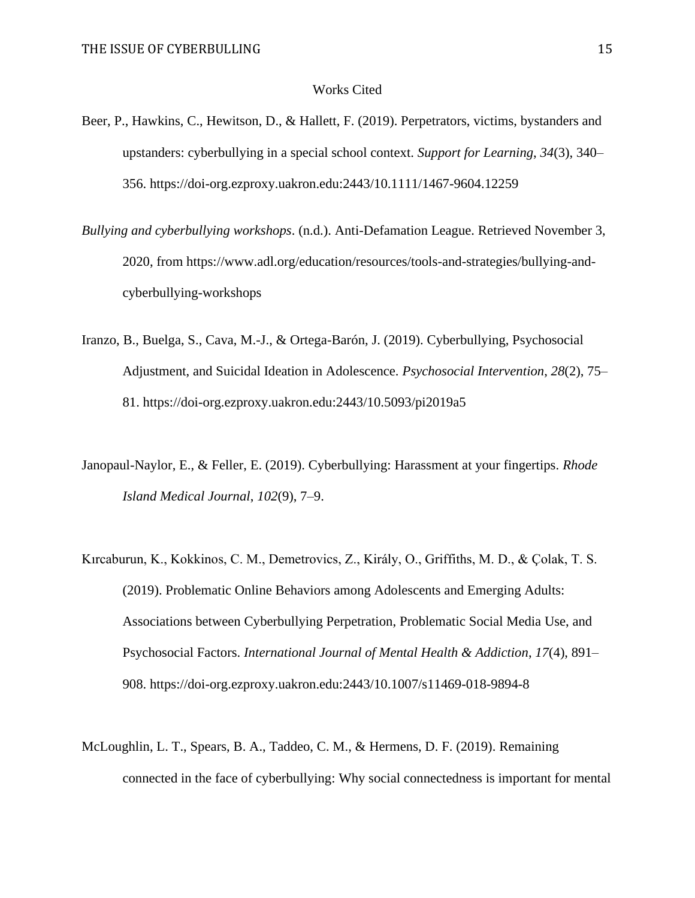Works Cited

Beer, P., Hawkins, C., Hewitson, D., & Hallett, F. (2019). Perpetrators, victims, bystanders and upstanders: cyberbullying in a special school context. *Support for Learning*, *34*(3), 340–356. https://doi-org.ezproxy.uakron.edu:2443/10.1111/1467-9604.12259

*Bullying and cyberbullying workshops*. (n.d.). Anti-Defamation League. Retrieved November 3, 2020, from https://www.adl.org/education/resources/tools-and-strategies/bullying-and-cyberbullying-workshops

Iranzo, B., Buelga, S., Cava, M.-J., & Ortega-Barón, J. (2019). Cyberbullying, Psychosocial Adjustment, and Suicidal Ideation in Adolescence. *Psychosocial Intervention*, *28*(2), 75–81. https://doi-org.ezproxy.uakron.edu:2443/10.5093/pi2019a5

Janopaul-Naylor, E., & Feller, E. (2019). Cyberbullying: Harassment at your fingertips. *Rhode Island Medical Journal*, *102*(9), 7–9.

Kırcaburun, K., Kokkinos, C. M., Demetrovics, Z., Király, O., Griffiths, M. D., & Çolak, T. S. (2019). Problematic Online Behaviors among Adolescents and Emerging Adults: Associations between Cyberbullying Perpetration, Problematic Social Media Use, and Psychosocial Factors. *International Journal of Mental Health & Addiction*, *17*(4), 891–908. https://doi-org.ezproxy.uakron.edu:2443/10.1007/s11469-018-9894-8

McLoughlin, L. T., Spears, B. A., Taddeo, C. M., & Hermens, D. F. (2019). Remaining connected in the face of cyberbullying: Why social connectedness is important for mental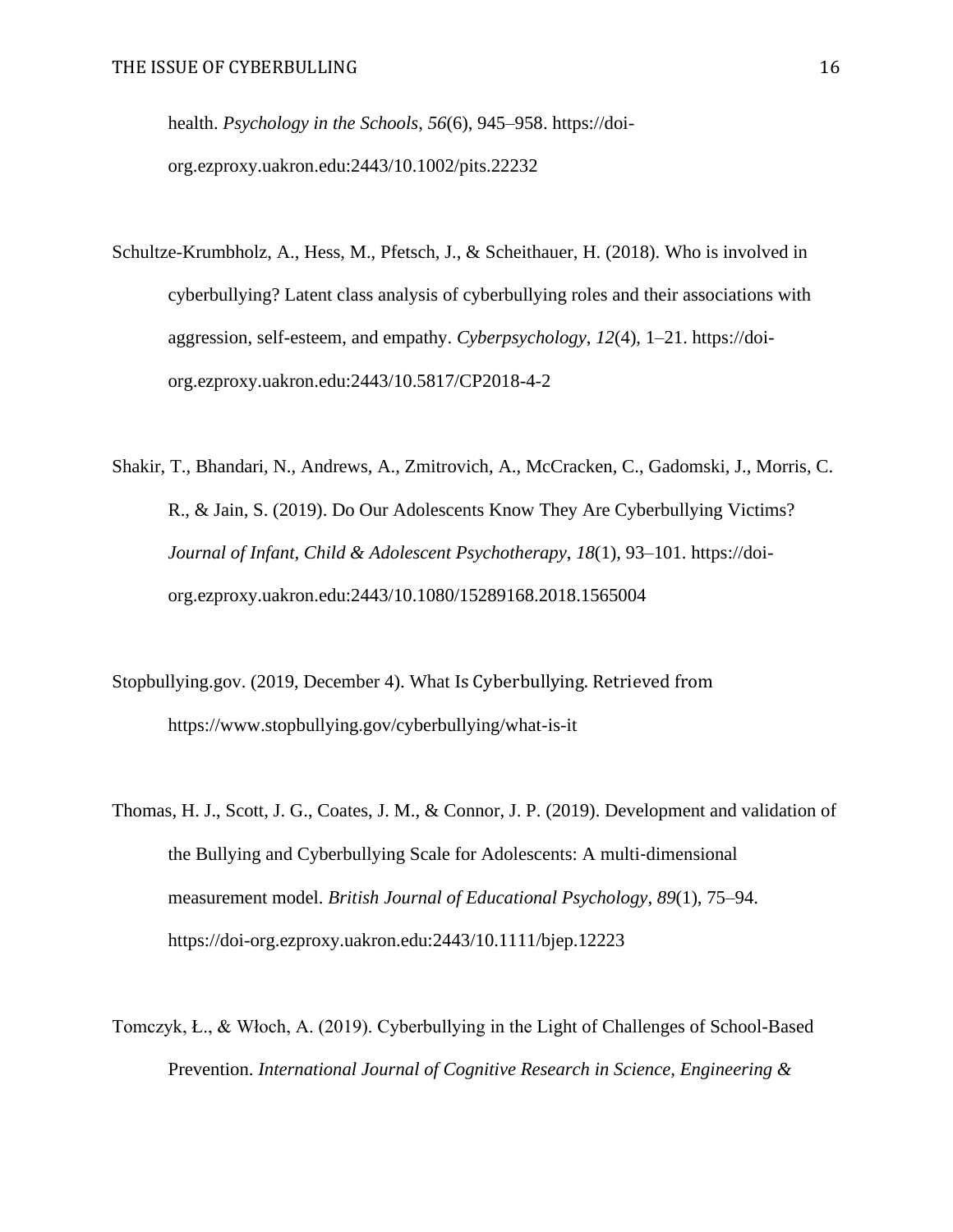health. *Psychology in the Schools*, *56*(6), 945–958. https://doi-org.ezproxy.uakron.edu:2443/10.1002/pits.22232

Schultze-Krumbholz, A., Hess, M., Pfetsch, J., & Scheithauer, H. (2018). Who is involved in cyberbullying? Latent class analysis of cyberbullying roles and their associations with aggression, self-esteem, and empathy. *Cyberpsychology*, *12*(4), 1–21. https://doi-org.ezproxy.uakron.edu:2443/10.5817/CP2018-4-2

Shakir, T., Bhandari, N., Andrews, A., Zmitrovich, A., McCracken, C., Gadomski, J., Morris, C. R., & Jain, S. (2019). Do Our Adolescents Know They Are Cyberbullying Victims? *Journal of Infant, Child & Adolescent Psychotherapy*, *18*(1), 93–101. https://doi-org.ezproxy.uakron.edu:2443/10.1080/15289168.2018.1565004

Stopbullying.gov. (2019, December 4). What Is Cyberbullying. Retrieved from https://www.stopbullying.gov/cyberbullying/what-is-it

Thomas, H. J., Scott, J. G., Coates, J. M., & Connor, J. P. (2019). Development and validation of the Bullying and Cyberbullying Scale for Adolescents: A multi-dimensional measurement model. *British Journal of Educational Psychology*, *89*(1), 75–94. https://doi-org.ezproxy.uakron.edu:2443/10.1111/bjep.12223

Tomczyk, Ł., & Włoch, A. (2019). Cyberbullying in the Light of Challenges of School-Based Prevention. *International Journal of Cognitive Research in Science, Engineering &*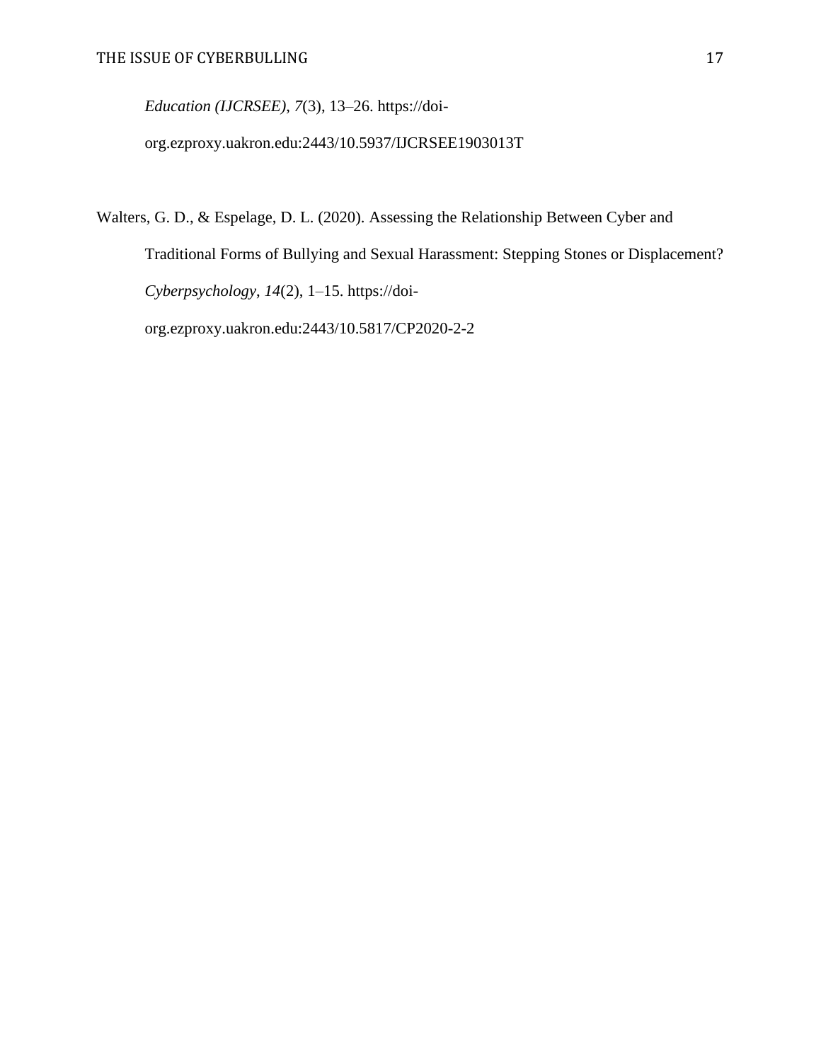*Education (IJCRSEE)*, *7*(3), 13–26. https://doi-org.ezproxy.uakron.edu:2443/10.5937/IJCRSEE1903013T

Walters, G. D., & Espelage, D. L. (2020). Assessing the Relationship Between Cyber and Traditional Forms of Bullying and Sexual Harassment: Stepping Stones or Displacement? *Cyberpsychology*, *14*(2), 1–15. https://doi-org.ezproxy.uakron.edu:2443/10.5817/CP2020-2-2